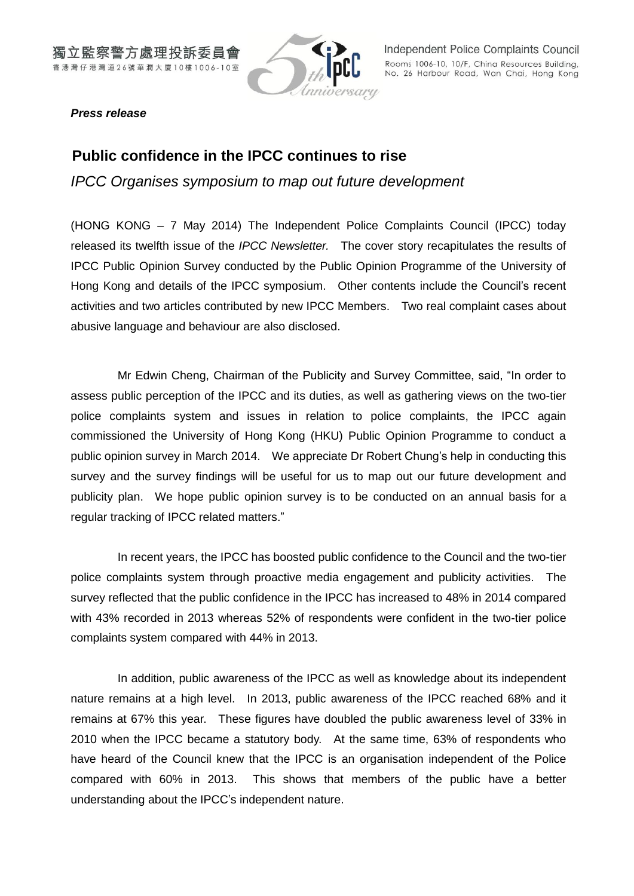獨立監察警方處理投訴委員會
香港灣仔港灣道26號華潤大廈10樓1006-10室

Independent Police Complaints Council
Rooms 1006-10, 10/F, China Resources Building, No. 26 Harbour Road, Wan Chai, Hong Kong

***Press release***

# Public confidence in the IPCC continues to rise

*IPCC Organises symposium to map out future development*

(HONG KONG – 7 May 2014) The Independent Police Complaints Council (IPCC) today released its twelfth issue of the *IPCC Newsletter*. The cover story recapitulates the results of IPCC Public Opinion Survey conducted by the Public Opinion Programme of the University of Hong Kong and details of the IPCC symposium. Other contents include the Council's recent activities and two articles contributed by new IPCC Members. Two real complaint cases about abusive language and behaviour are also disclosed.

Mr Edwin Cheng, Chairman of the Publicity and Survey Committee, said, "In order to assess public perception of the IPCC and its duties, as well as gathering views on the two-tier police complaints system and issues in relation to police complaints, the IPCC again commissioned the University of Hong Kong (HKU) Public Opinion Programme to conduct a public opinion survey in March 2014. We appreciate Dr Robert Chung's help in conducting this survey and the survey findings will be useful for us to map out our future development and publicity plan. We hope public opinion survey is to be conducted on an annual basis for a regular tracking of IPCC related matters."

In recent years, the IPCC has boosted public confidence to the Council and the two-tier police complaints system through proactive media engagement and publicity activities. The survey reflected that the public confidence in the IPCC has increased to 48% in 2014 compared with 43% recorded in 2013 whereas 52% of respondents were confident in the two-tier police complaints system compared with 44% in 2013.

In addition, public awareness of the IPCC as well as knowledge about its independent nature remains at a high level. In 2013, public awareness of the IPCC reached 68% and it remains at 67% this year. These figures have doubled the public awareness level of 33% in 2010 when the IPCC became a statutory body. At the same time, 63% of respondents who have heard of the Council knew that the IPCC is an organisation independent of the Police compared with 60% in 2013. This shows that members of the public have a better understanding about the IPCC's independent nature.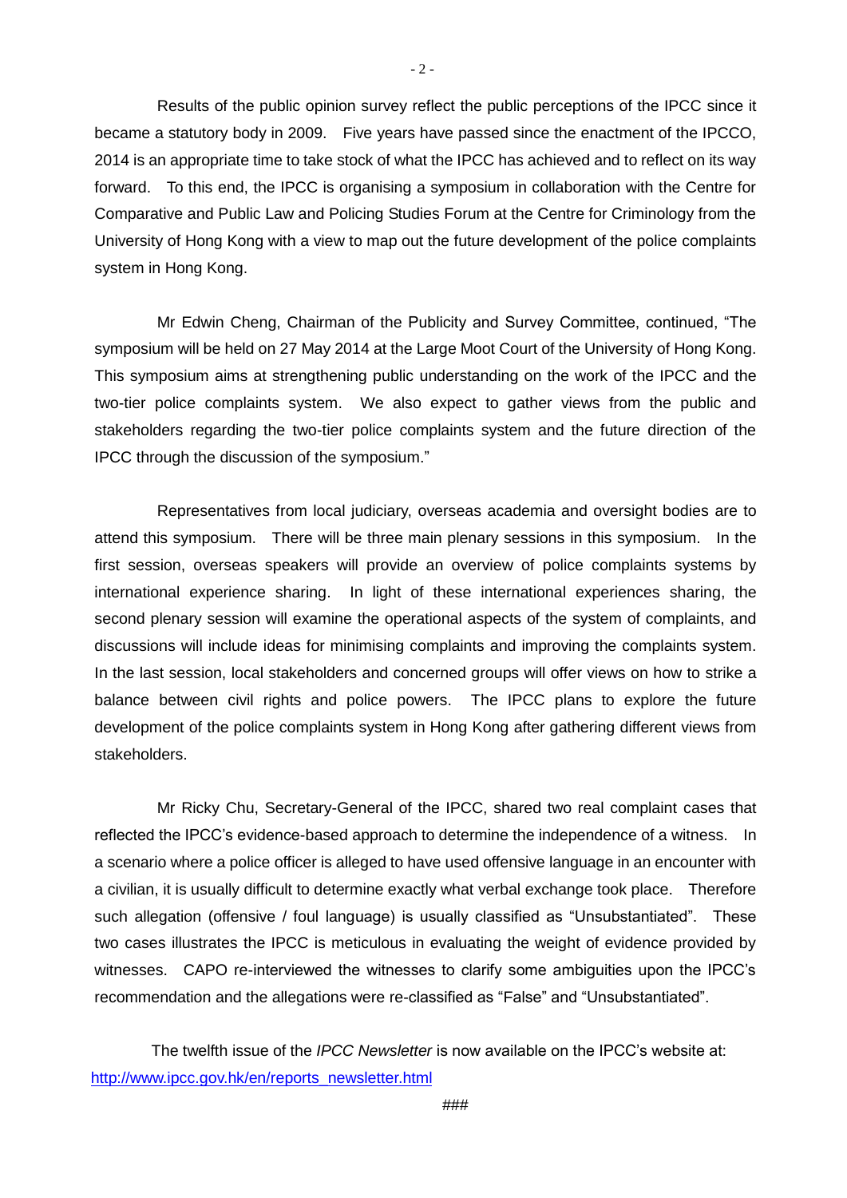Results of the public opinion survey reflect the public perceptions of the IPCC since it became a statutory body in 2009. Five years have passed since the enactment of the IPCCO, 2014 is an appropriate time to take stock of what the IPCC has achieved and to reflect on its way forward. To this end, the IPCC is organising a symposium in collaboration with the Centre for Comparative and Public Law and Policing Studies Forum at the Centre for Criminology from the University of Hong Kong with a view to map out the future development of the police complaints system in Hong Kong.

Mr Edwin Cheng, Chairman of the Publicity and Survey Committee, continued, "The symposium will be held on 27 May 2014 at the Large Moot Court of the University of Hong Kong. This symposium aims at strengthening public understanding on the work of the IPCC and the two-tier police complaints system. We also expect to gather views from the public and stakeholders regarding the two-tier police complaints system and the future direction of the IPCC through the discussion of the symposium."

Representatives from local judiciary, overseas academia and oversight bodies are to attend this symposium. There will be three main plenary sessions in this symposium. In the first session, overseas speakers will provide an overview of police complaints systems by international experience sharing. In light of these international experiences sharing, the second plenary session will examine the operational aspects of the system of complaints, and discussions will include ideas for minimising complaints and improving the complaints system. In the last session, local stakeholders and concerned groups will offer views on how to strike a balance between civil rights and police powers. The IPCC plans to explore the future development of the police complaints system in Hong Kong after gathering different views from stakeholders.

Mr Ricky Chu, Secretary-General of the IPCC, shared two real complaint cases that reflected the IPCC's evidence-based approach to determine the independence of a witness. In a scenario where a police officer is alleged to have used offensive language in an encounter with a civilian, it is usually difficult to determine exactly what verbal exchange took place. Therefore such allegation (offensive / foul language) is usually classified as "Unsubstantiated". These two cases illustrates the IPCC is meticulous in evaluating the weight of evidence provided by witnesses. CAPO re-interviewed the witnesses to clarify some ambiguities upon the IPCC's recommendation and the allegations were re-classified as "False" and "Unsubstantiated".

The twelfth issue of the *IPCC Newsletter* is now available on the IPCC's website at: http://www.ipcc.gov.hk/en/reports_newsletter.html

###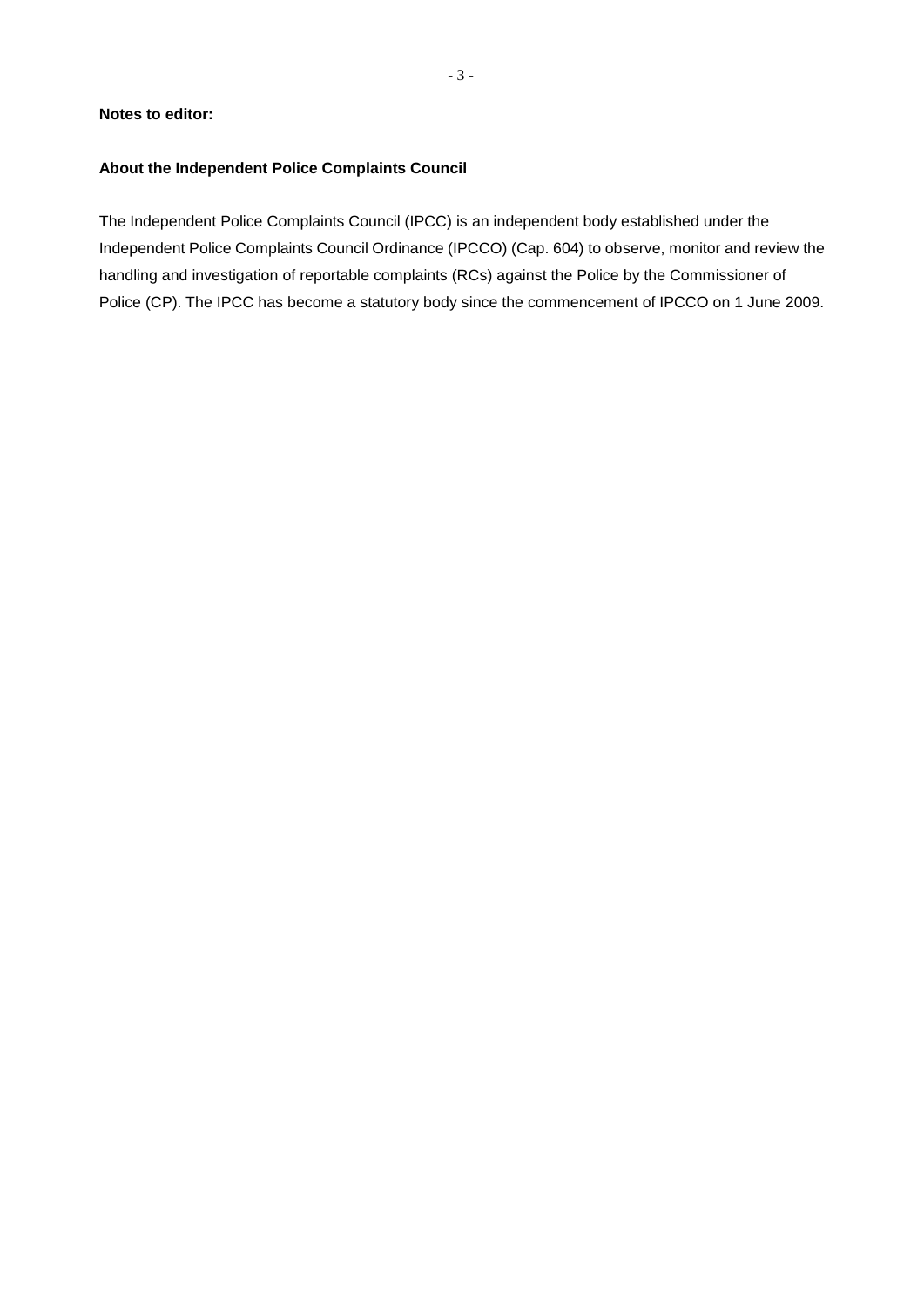**Notes to editor:**

**About the Independent Police Complaints Council**

The Independent Police Complaints Council (IPCC) is an independent body established under the Independent Police Complaints Council Ordinance (IPCCO) (Cap. 604) to observe, monitor and review the handling and investigation of reportable complaints (RCs) against the Police by the Commissioner of Police (CP). The IPCC has become a statutory body since the commencement of IPCCO on 1 June 2009.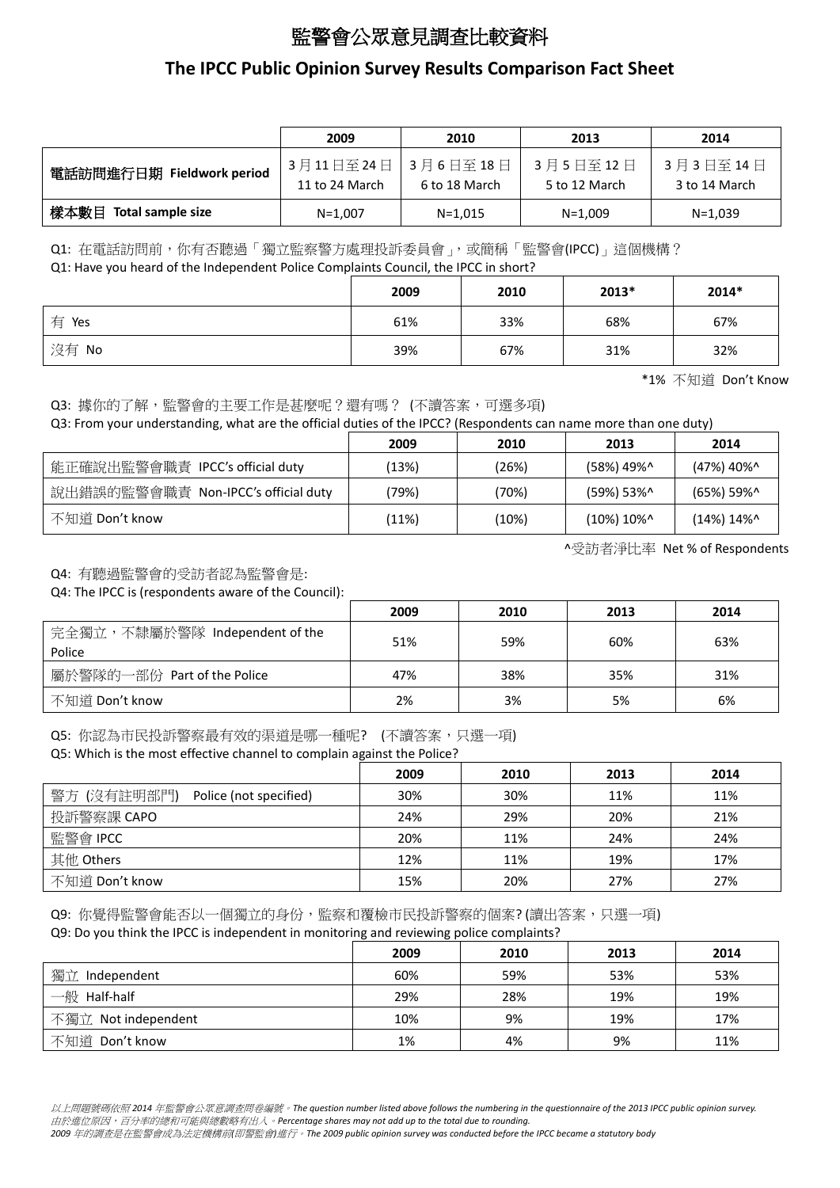# 監警會公眾意見調查比較資料

## The IPCC Public Opinion Survey Results Comparison Fact Sheet

| | 2009 | 2010 | 2013 | 2014 |
|---|---|---|---|---|
| **電話訪問進行日期 Fieldwork period** | 3 月 11 日至 24 日 11 to 24 March | 3 月 6 日至 18 日 6 to 18 March | 3 月 5 日至 12 日 5 to 12 March | 3 月 3 日至 14 日 3 to 14 March |
| **樣本數目 Total sample size** | N=1,007 | N=1,015 | N=1,009 | N=1,039 |

Q1: 在電話訪問前，你有否聽過「獨立監察警方處理投訴委員會」，或簡稱「監警會(IPCC)」這個機構？

Q1: Have you heard of the Independent Police Complaints Council, the IPCC in short?

| | 2009 | 2010 | 2013* | 2014* |
|---|---|---|---|---|
| 有 Yes | 61% | 33% | 68% | 67% |
| 沒有 No | 39% | 67% | 31% | 32% |

*1% 不知道 Don't Know

Q3: 據你的了解，監警會的主要工作是甚麼呢？還有嗎？ (不讀答案，可選多項)

Q3: From your understanding, what are the official duties of the IPCC? (Respondents can name more than one duty)

| | 2009 | 2010 | 2013 | 2014 |
|---|---|---|---|---|
| 能正確說出監警會職責 IPCC's official duty | (13%) | (26%) | (58%) 49%^ | (47%) 40%^ |
| 說出錯誤的監警會職責 Non-IPCC's official duty | (79%) | (70%) | (59%) 53%^ | (65%) 59%^ |
| 不知道 Don't know | (11%) | (10%) | (10%) 10%^ | (14%) 14%^ |

^受訪者淨比率 Net % of Respondents

Q4: 有聽過監警會的受訪者認為監警會是:

Q4: The IPCC is (respondents aware of the Council):

| | 2009 | 2010 | 2013 | 2014 |
|---|---|---|---|---|
| 完全獨立，不隸屬於警隊 Independent of the Police | 51% | 59% | 60% | 63% |
| 屬於警隊的一部份 Part of the Police | 47% | 38% | 35% | 31% |
| 不知道 Don't know | 2% | 3% | 5% | 6% |

Q5: 你認為市民投訴警察最有效的渠道是哪一種呢? (不讀答案，只選一項)

Q5: Which is the most effective channel to complain against the Police?

| | 2009 | 2010 | 2013 | 2014 |
|---|---|---|---|---|
| 警方 (沒有註明部門) Police (not specified) | 30% | 30% | 11% | 11% |
| 投訴警察課 CAPO | 24% | 29% | 20% | 21% |
| 監警會 IPCC | 20% | 11% | 24% | 24% |
| 其他 Others | 12% | 11% | 19% | 17% |
| 不知道 Don't know | 15% | 20% | 27% | 27% |

Q9: 你覺得監警會能否以一個獨立的身份，監察和覆檢市民投訴警察的個案? (讀出答案，只選一項)

Q9: Do you think the IPCC is independent in monitoring and reviewing police complaints?

| | 2009 | 2010 | 2013 | 2014 |
|---|---|---|---|---|
| 獨立 Independent | 60% | 59% | 53% | 53% |
| 一般 Half-half | 29% | 28% | 19% | 19% |
| 不獨立 Not independent | 10% | 9% | 19% | 17% |
| 不知道 Don't know | 1% | 4% | 9% | 11% |

*以上問題號碼依照 2014 年監警會公眾意調查問卷編號。The question number listed above follows the numbering in the questionnaire of the 2013 IPCC public opinion survey.*

*由於進位原因，百分率的總和可能與總數略有出入。Percentage shares may not add up to the total due to rounding.*

*2009 年的調查是在監警會成為法定機構前(即警監會)進行。The 2009 public opinion survey was conducted before the IPCC became a statutory body*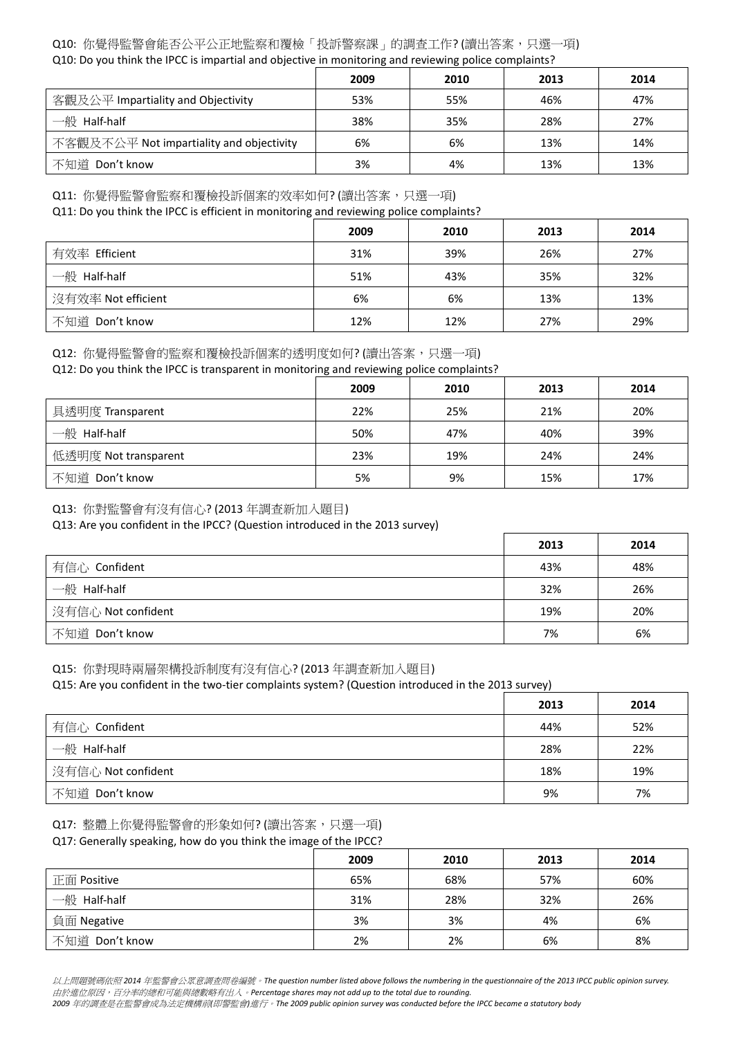Q10: 你覺得監警會能否公平公正地監察和覆檢「投訴警察課」的調查工作? (讀出答案，只選一項)

Q10: Do you think the IPCC is impartial and objective in monitoring and reviewing police complaints?

| | 2009 | 2010 | 2013 | 2014 |
|---|---|---|---|---|
| 客觀及公平 Impartiality and Objectivity | 53% | 55% | 46% | 47% |
| 一般 Half-half | 38% | 35% | 28% | 27% |
| 不客觀及不公平 Not impartiality and objectivity | 6% | 6% | 13% | 14% |
| 不知道 Don't know | 3% | 4% | 13% | 13% |

Q11: 你覺得監警會監察和覆檢投訴個案的效率如何? (讀出答案，只選一項)

Q11: Do you think the IPCC is efficient in monitoring and reviewing police complaints?

| | 2009 | 2010 | 2013 | 2014 |
|---|---|---|---|---|
| 有效率 Efficient | 31% | 39% | 26% | 27% |
| 一般 Half-half | 51% | 43% | 35% | 32% |
| 沒有效率 Not efficient | 6% | 6% | 13% | 13% |
| 不知道 Don't know | 12% | 12% | 27% | 29% |

Q12: 你覺得監警會的監察和覆檢投訴個案的透明度如何? (讀出答案，只選一項)

Q12: Do you think the IPCC is transparent in monitoring and reviewing police complaints?

| | 2009 | 2010 | 2013 | 2014 |
|---|---|---|---|---|
| 具透明度 Transparent | 22% | 25% | 21% | 20% |
| 一般 Half-half | 50% | 47% | 40% | 39% |
| 低透明度 Not transparent | 23% | 19% | 24% | 24% |
| 不知道 Don't know | 5% | 9% | 15% | 17% |

Q13: 你對監警會有沒有信心? (2013 年調查新加入題目)

Q13: Are you confident in the IPCC? (Question introduced in the 2013 survey)

| | 2013 | 2014 |
|---|---|---|
| 有信心 Confident | 43% | 48% |
| 一般 Half-half | 32% | 26% |
| 沒有信心 Not confident | 19% | 20% |
| 不知道 Don't know | 7% | 6% |

Q15: 你對現時兩層架構投訴制度有沒有信心? (2013 年調查新加入題目)

Q15: Are you confident in the two-tier complaints system? (Question introduced in the 2013 survey)

| | 2013 | 2014 |
|---|---|---|
| 有信心 Confident | 44% | 52% |
| 一般 Half-half | 28% | 22% |
| 沒有信心 Not confident | 18% | 19% |
| 不知道 Don't know | 9% | 7% |

Q17: 整體上你覺得監警會的形象如何? (讀出答案，只選一項)

Q17: Generally speaking, how do you think the image of the IPCC?

| | 2009 | 2010 | 2013 | 2014 |
|---|---|---|---|---|
| 正面 Positive | 65% | 68% | 57% | 60% |
| 一般 Half-half | 31% | 28% | 32% | 26% |
| 負面 Negative | 3% | 3% | 4% | 6% |
| 不知道 Don't know | 2% | 2% | 6% | 8% |

*以上問題號碼依照 2014 年監警會公眾意調查問卷編號。The question number listed above follows the numbering in the questionnaire of the 2013 IPCC public opinion survey.*

*由於進位原因，百分率的總和可能與總數略有出入。Percentage shares may not add up to the total due to rounding.*

*2009 年的調查是在監警會成為法定機構前(即警監會)進行。The 2009 public opinion survey was conducted before the IPCC became a statutory body*